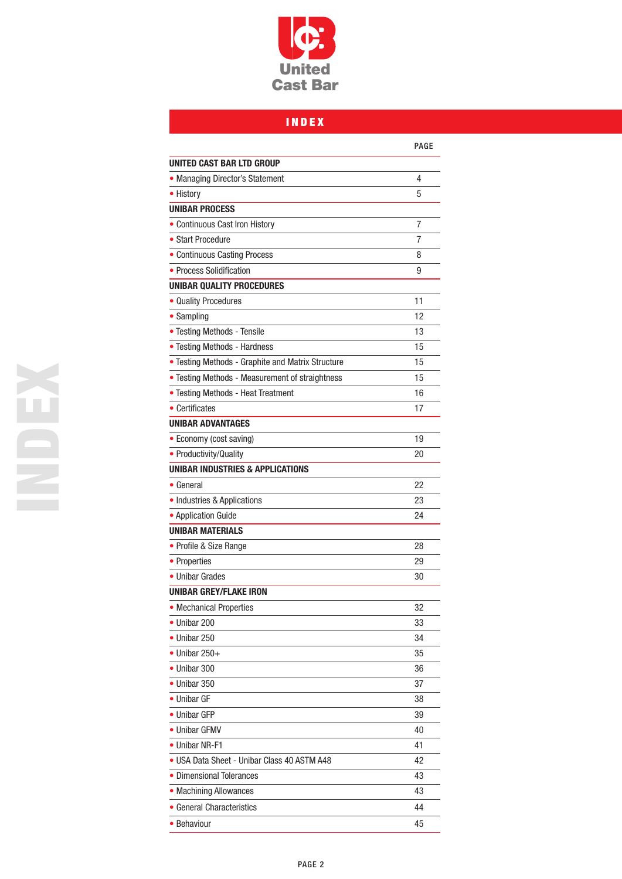United Cast Bar

# INDEX

| | PAGE |
|---|---|
| **UNITED CAST BAR LTD GROUP** | |
| • Managing Director's Statement | 4 |
| • History | 5 |
| **UNIBAR PROCESS** | |
| • Continuous Cast Iron History | 7 |
| • Start Procedure | 7 |
| • Continuous Casting Process | 8 |
| • Process Solidification | 9 |
| **UNIBAR QUALITY PROCEDURES** | |
| • Quality Procedures | 11 |
| • Sampling | 12 |
| • Testing Methods - Tensile | 13 |
| • Testing Methods - Hardness | 15 |
| • Testing Methods - Graphite and Matrix Structure | 15 |
| • Testing Methods - Measurement of straightness | 15 |
| • Testing Methods - Heat Treatment | 16 |
| • Certificates | 17 |
| **UNIBAR ADVANTAGES** | |
| • Economy (cost saving) | 19 |
| • Productivity/Quality | 20 |
| **UNIBAR INDUSTRIES & APPLICATIONS** | |
| • General | 22 |
| • Industries & Applications | 23 |
| • Application Guide | 24 |
| **UNIBAR MATERIALS** | |
| • Profile & Size Range | 28 |
| • Properties | 29 |
| • Unibar Grades | 30 |
| **UNIBAR GREY/FLAKE IRON** | |
| • Mechanical Properties | 32 |
| • Unibar 200 | 33 |
| • Unibar 250 | 34 |
| • Unibar 250+ | 35 |
| • Unibar 300 | 36 |
| • Unibar 350 | 37 |
| • Unibar GF | 38 |
| • Unibar GFP | 39 |
| • Unibar GFMV | 40 |
| • Unibar NR-F1 | 41 |
| • USA Data Sheet - Unibar Class 40 ASTM A48 | 42 |
| • Dimensional Tolerances | 43 |
| • Machining Allowances | 43 |
| • General Characteristics | 44 |
| • Behaviour | 45 |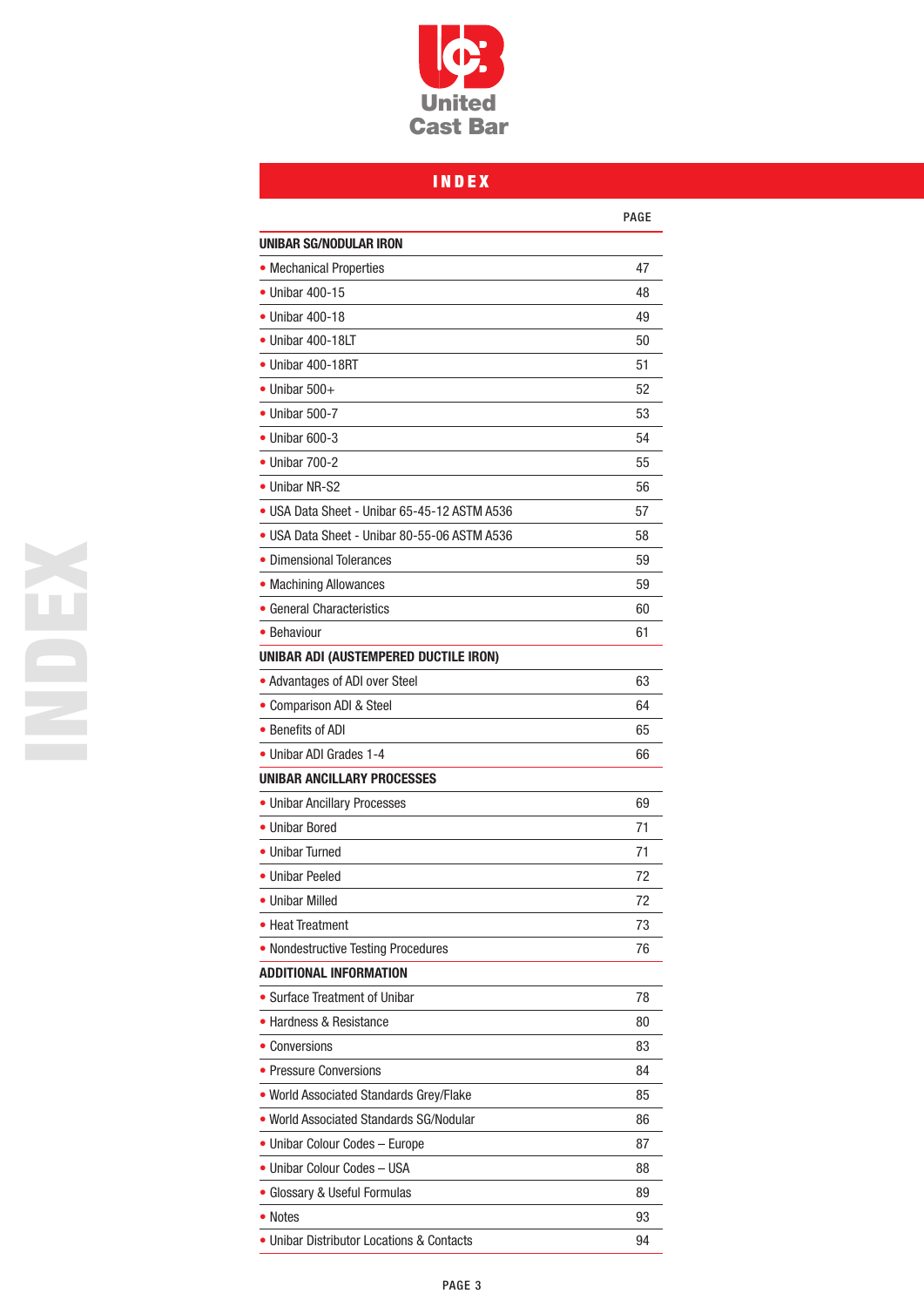United Cast Bar

# INDEX

| | PAGE |
|---|---|
| **UNIBAR SG/NODULAR IRON** | |
| • Mechanical Properties | 47 |
| • Unibar 400-15 | 48 |
| • Unibar 400-18 | 49 |
| • Unibar 400-18LT | 50 |
| • Unibar 400-18RT | 51 |
| • Unibar 500+ | 52 |
| • Unibar 500-7 | 53 |
| • Unibar 600-3 | 54 |
| • Unibar 700-2 | 55 |
| • Unibar NR-S2 | 56 |
| • USA Data Sheet - Unibar 65-45-12 ASTM A536 | 57 |
| • USA Data Sheet - Unibar 80-55-06 ASTM A536 | 58 |
| • Dimensional Tolerances | 59 |
| • Machining Allowances | 59 |
| • General Characteristics | 60 |
| • Behaviour | 61 |
| **UNIBAR ADI (AUSTEMPERED DUCTILE IRON)** | |
| • Advantages of ADI over Steel | 63 |
| • Comparison ADI & Steel | 64 |
| • Benefits of ADI | 65 |
| • Unibar ADI Grades 1-4 | 66 |
| **UNIBAR ANCILLARY PROCESSES** | |
| • Unibar Ancillary Processes | 69 |
| • Unibar Bored | 71 |
| • Unibar Turned | 71 |
| • Unibar Peeled | 72 |
| • Unibar Milled | 72 |
| • Heat Treatment | 73 |
| • Nondestructive Testing Procedures | 76 |
| **ADDITIONAL INFORMATION** | |
| • Surface Treatment of Unibar | 78 |
| • Hardness & Resistance | 80 |
| • Conversions | 83 |
| • Pressure Conversions | 84 |
| • World Associated Standards Grey/Flake | 85 |
| • World Associated Standards SG/Nodular | 86 |
| • Unibar Colour Codes – Europe | 87 |
| • Unibar Colour Codes – USA | 88 |
| • Glossary & Useful Formulas | 89 |
| • Notes | 93 |
| • Unibar Distributor Locations & Contacts | 94 |